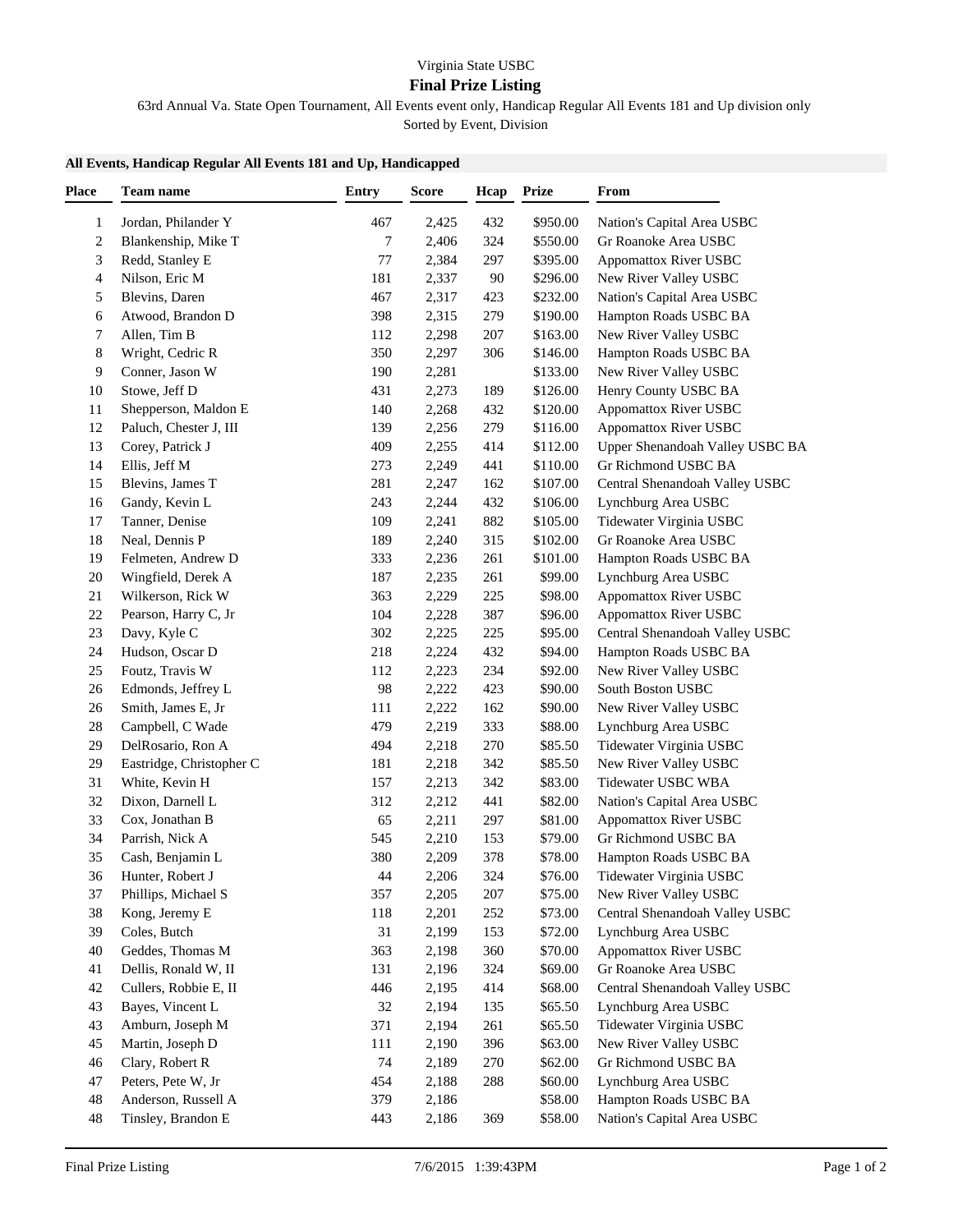Virginia State USBC

## Final Prize Listing

63rd Annual Va. State Open Tournament, All Events event only, Handicap Regular All Events 181 and Up division only

Sorted by Event, Division

### All Events, Handicap Regular All Events 181 and Up, Handicapped

| Place | Team name | Entry | Score | Hcap | Prize | From |
|---|---|---|---|---|---|---|
| 1 | Jordan, Philander Y | 467 | 2,425 | 432 | $950.00 | Nation's Capital Area USBC |
| 2 | Blankenship, Mike T | 7 | 2,406 | 324 | $550.00 | Gr Roanoke Area USBC |
| 3 | Redd, Stanley E | 77 | 2,384 | 297 | $395.00 | Appomattox River USBC |
| 4 | Nilson, Eric M | 181 | 2,337 | 90 | $296.00 | New River Valley USBC |
| 5 | Blevins, Daren | 467 | 2,317 | 423 | $232.00 | Nation's Capital Area USBC |
| 6 | Atwood, Brandon D | 398 | 2,315 | 279 | $190.00 | Hampton Roads USBC BA |
| 7 | Allen, Tim B | 112 | 2,298 | 207 | $163.00 | New River Valley USBC |
| 8 | Wright, Cedric R | 350 | 2,297 | 306 | $146.00 | Hampton Roads USBC BA |
| 9 | Conner, Jason W | 190 | 2,281 | | $133.00 | New River Valley USBC |
| 10 | Stowe, Jeff D | 431 | 2,273 | 189 | $126.00 | Henry County USBC BA |
| 11 | Shepperson, Maldon E | 140 | 2,268 | 432 | $120.00 | Appomattox River USBC |
| 12 | Paluch, Chester J, III | 139 | 2,256 | 279 | $116.00 | Appomattox River USBC |
| 13 | Corey, Patrick J | 409 | 2,255 | 414 | $112.00 | Upper Shenandoah Valley USBC BA |
| 14 | Ellis, Jeff M | 273 | 2,249 | 441 | $110.00 | Gr Richmond USBC BA |
| 15 | Blevins, James T | 281 | 2,247 | 162 | $107.00 | Central Shenandoah Valley USBC |
| 16 | Gandy, Kevin L | 243 | 2,244 | 432 | $106.00 | Lynchburg Area USBC |
| 17 | Tanner, Denise | 109 | 2,241 | 882 | $105.00 | Tidewater Virginia USBC |
| 18 | Neal, Dennis P | 189 | 2,240 | 315 | $102.00 | Gr Roanoke Area USBC |
| 19 | Felmeten, Andrew D | 333 | 2,236 | 261 | $101.00 | Hampton Roads USBC BA |
| 20 | Wingfield, Derek A | 187 | 2,235 | 261 | $99.00 | Lynchburg Area USBC |
| 21 | Wilkerson, Rick W | 363 | 2,229 | 225 | $98.00 | Appomattox River USBC |
| 22 | Pearson, Harry C, Jr | 104 | 2,228 | 387 | $96.00 | Appomattox River USBC |
| 23 | Davy, Kyle C | 302 | 2,225 | 225 | $95.00 | Central Shenandoah Valley USBC |
| 24 | Hudson, Oscar D | 218 | 2,224 | 432 | $94.00 | Hampton Roads USBC BA |
| 25 | Foutz, Travis W | 112 | 2,223 | 234 | $92.00 | New River Valley USBC |
| 26 | Edmonds, Jeffrey L | 98 | 2,222 | 423 | $90.00 | South Boston USBC |
| 26 | Smith, James E, Jr | 111 | 2,222 | 162 | $90.00 | New River Valley USBC |
| 28 | Campbell, C Wade | 479 | 2,219 | 333 | $88.00 | Lynchburg Area USBC |
| 29 | DelRosario, Ron A | 494 | 2,218 | 270 | $85.50 | Tidewater Virginia USBC |
| 29 | Eastridge, Christopher C | 181 | 2,218 | 342 | $85.50 | New River Valley USBC |
| 31 | White, Kevin H | 157 | 2,213 | 342 | $83.00 | Tidewater USBC WBA |
| 32 | Dixon, Darnell L | 312 | 2,212 | 441 | $82.00 | Nation's Capital Area USBC |
| 33 | Cox, Jonathan B | 65 | 2,211 | 297 | $81.00 | Appomattox River USBC |
| 34 | Parrish, Nick A | 545 | 2,210 | 153 | $79.00 | Gr Richmond USBC BA |
| 35 | Cash, Benjamin L | 380 | 2,209 | 378 | $78.00 | Hampton Roads USBC BA |
| 36 | Hunter, Robert J | 44 | 2,206 | 324 | $76.00 | Tidewater Virginia USBC |
| 37 | Phillips, Michael S | 357 | 2,205 | 207 | $75.00 | New River Valley USBC |
| 38 | Kong, Jeremy E | 118 | 2,201 | 252 | $73.00 | Central Shenandoah Valley USBC |
| 39 | Coles, Butch | 31 | 2,199 | 153 | $72.00 | Lynchburg Area USBC |
| 40 | Geddes, Thomas M | 363 | 2,198 | 360 | $70.00 | Appomattox River USBC |
| 41 | Dellis, Ronald W, II | 131 | 2,196 | 324 | $69.00 | Gr Roanoke Area USBC |
| 42 | Cullers, Robbie E, II | 446 | 2,195 | 414 | $68.00 | Central Shenandoah Valley USBC |
| 43 | Bayes, Vincent L | 32 | 2,194 | 135 | $65.50 | Lynchburg Area USBC |
| 43 | Amburn, Joseph M | 371 | 2,194 | 261 | $65.50 | Tidewater Virginia USBC |
| 45 | Martin, Joseph D | 111 | 2,190 | 396 | $63.00 | New River Valley USBC |
| 46 | Clary, Robert R | 74 | 2,189 | 270 | $62.00 | Gr Richmond USBC BA |
| 47 | Peters, Pete W, Jr | 454 | 2,188 | 288 | $60.00 | Lynchburg Area USBC |
| 48 | Anderson, Russell A | 379 | 2,186 | | $58.00 | Hampton Roads USBC BA |
| 48 | Tinsley, Brandon E | 443 | 2,186 | 369 | $58.00 | Nation's Capital Area USBC |

Final Prize Listing 7/6/2015 1:39:43PM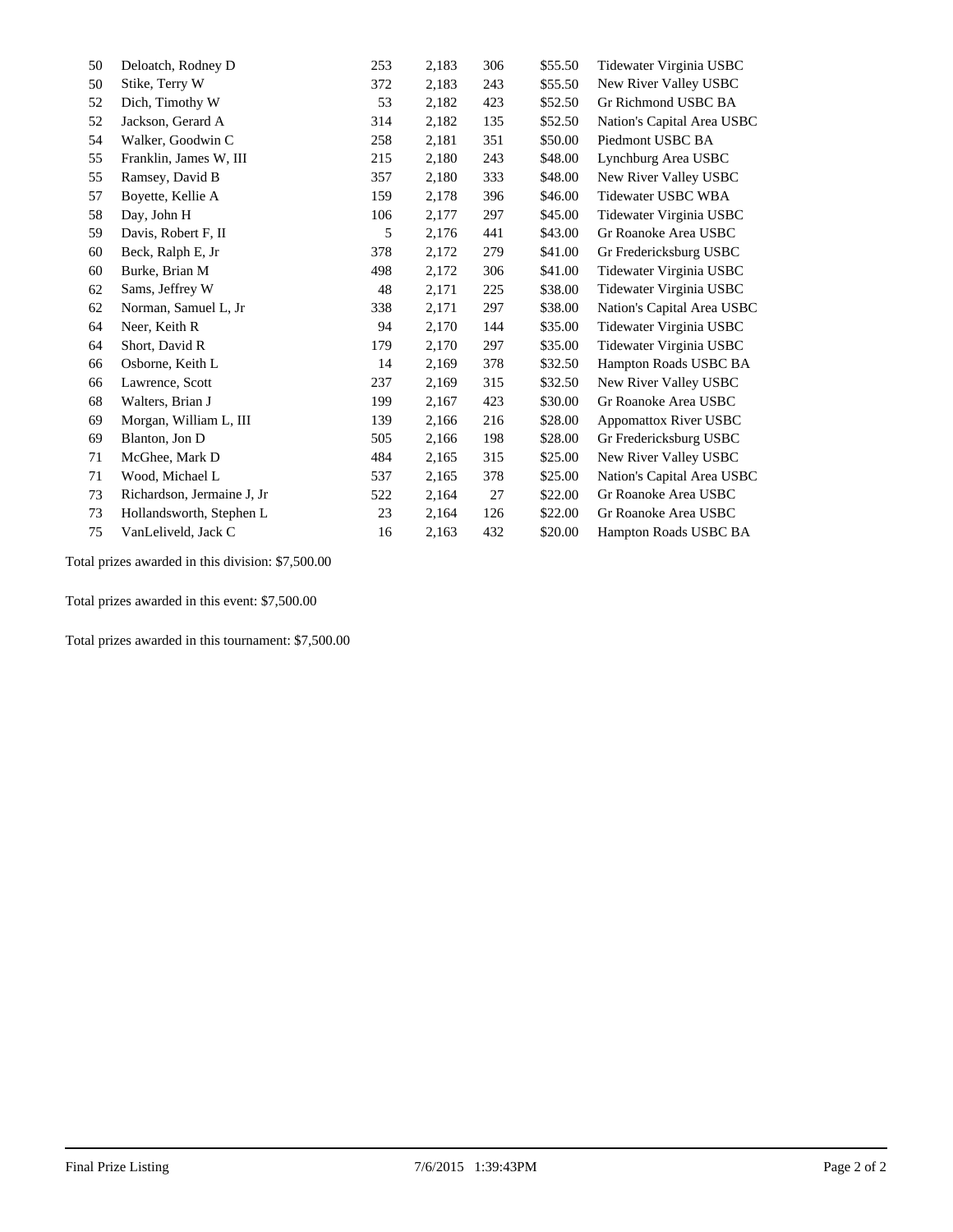| | | | | | | |
|---|---|---|---|---|---|---|
| 50 | Deloatch, Rodney D | 253 | 2,183 | 306 | $55.50 | Tidewater Virginia USBC |
| 50 | Stike, Terry W | 372 | 2,183 | 243 | $55.50 | New River Valley USBC |
| 52 | Dich, Timothy W | 53 | 2,182 | 423 | $52.50 | Gr Richmond USBC BA |
| 52 | Jackson, Gerard A | 314 | 2,182 | 135 | $52.50 | Nation's Capital Area USBC |
| 54 | Walker, Goodwin C | 258 | 2,181 | 351 | $50.00 | Piedmont USBC BA |
| 55 | Franklin, James W, III | 215 | 2,180 | 243 | $48.00 | Lynchburg Area USBC |
| 55 | Ramsey, David B | 357 | 2,180 | 333 | $48.00 | New River Valley USBC |
| 57 | Boyette, Kellie A | 159 | 2,178 | 396 | $46.00 | Tidewater USBC WBA |
| 58 | Day, John H | 106 | 2,177 | 297 | $45.00 | Tidewater Virginia USBC |
| 59 | Davis, Robert F, II | 5 | 2,176 | 441 | $43.00 | Gr Roanoke Area USBC |
| 60 | Beck, Ralph E, Jr | 378 | 2,172 | 279 | $41.00 | Gr Fredericksburg USBC |
| 60 | Burke, Brian M | 498 | 2,172 | 306 | $41.00 | Tidewater Virginia USBC |
| 62 | Sams, Jeffrey W | 48 | 2,171 | 225 | $38.00 | Tidewater Virginia USBC |
| 62 | Norman, Samuel L, Jr | 338 | 2,171 | 297 | $38.00 | Nation's Capital Area USBC |
| 64 | Neer, Keith R | 94 | 2,170 | 144 | $35.00 | Tidewater Virginia USBC |
| 64 | Short, David R | 179 | 2,170 | 297 | $35.00 | Tidewater Virginia USBC |
| 66 | Osborne, Keith L | 14 | 2,169 | 378 | $32.50 | Hampton Roads USBC BA |
| 66 | Lawrence, Scott | 237 | 2,169 | 315 | $32.50 | New River Valley USBC |
| 68 | Walters, Brian J | 199 | 2,167 | 423 | $30.00 | Gr Roanoke Area USBC |
| 69 | Morgan, William L, III | 139 | 2,166 | 216 | $28.00 | Appomattox River USBC |
| 69 | Blanton, Jon D | 505 | 2,166 | 198 | $28.00 | Gr Fredericksburg USBC |
| 71 | McGhee, Mark D | 484 | 2,165 | 315 | $25.00 | New River Valley USBC |
| 71 | Wood, Michael L | 537 | 2,165 | 378 | $25.00 | Nation's Capital Area USBC |
| 73 | Richardson, Jermaine J, Jr | 522 | 2,164 | 27 | $22.00 | Gr Roanoke Area USBC |
| 73 | Hollandsworth, Stephen L | 23 | 2,164 | 126 | $22.00 | Gr Roanoke Area USBC |
| 75 | VanLeliveld, Jack C | 16 | 2,163 | 432 | $20.00 | Hampton Roads USBC BA |

Total prizes awarded in this division: $7,500.00

Total prizes awarded in this event: $7,500.00

Total prizes awarded in this tournament: $7,500.00